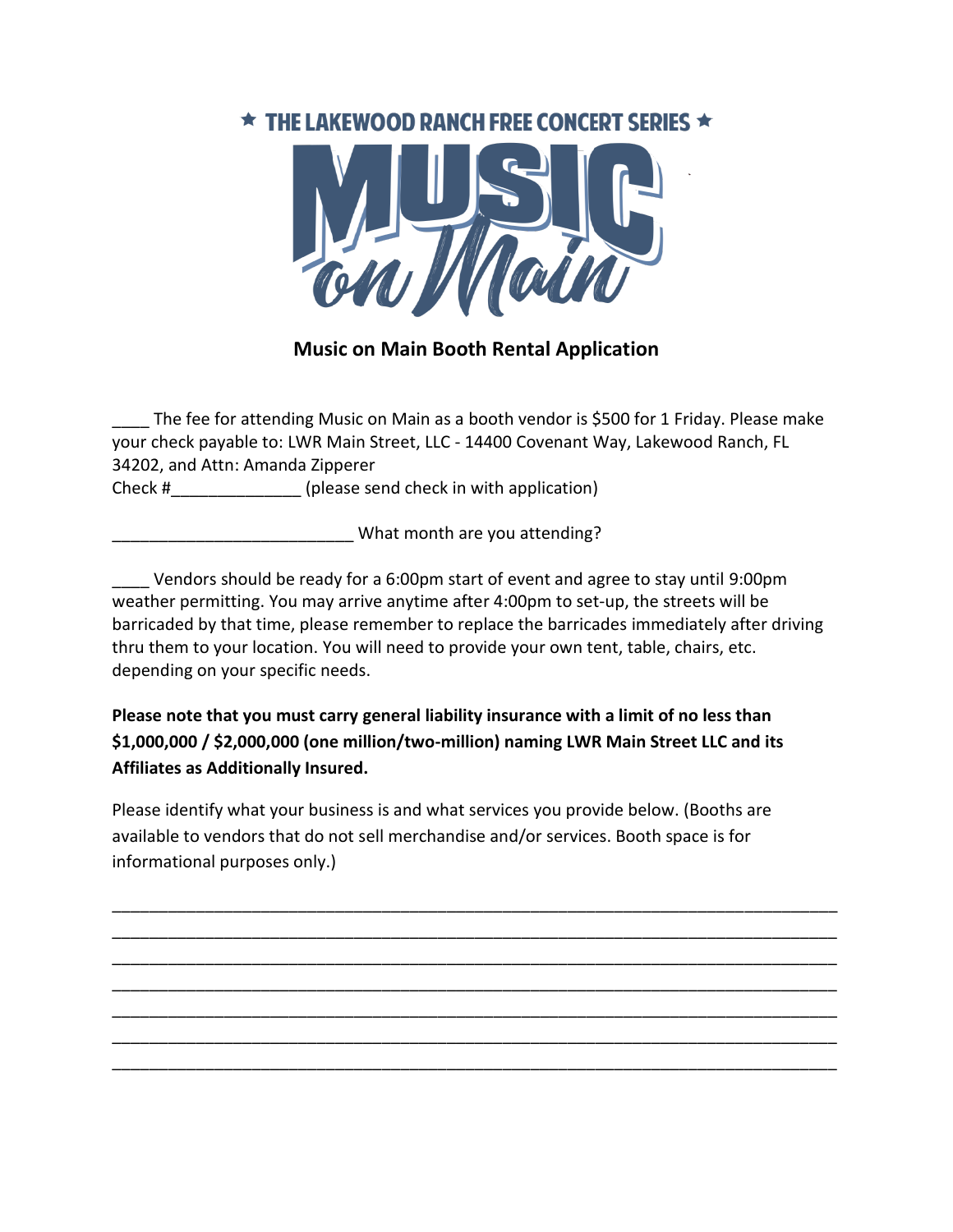★ THE LAKEWOOD RANCH FREE CONCERT SERIES ★

# MUSIC on Main

## Music on Main Booth Rental Application

____ The fee for attending Music on Main as a booth vendor is $500 for 1 Friday. Please make your check payable to: LWR Main Street, LLC - 14400 Covenant Way, Lakewood Ranch, FL 34202, and Attn: Amanda Zipperer

Check #______________ (please send check in with application)

__________________________ What month are you attending?

____ Vendors should be ready for a 6:00pm start of event and agree to stay until 9:00pm weather permitting. You may arrive anytime after 4:00pm to set-up, the streets will be barricaded by that time, please remember to replace the barricades immediately after driving thru them to your location. You will need to provide your own tent, table, chairs, etc. depending on your specific needs.

**Please note that you must carry general liability insurance with a limit of no less than $1,000,000 / $2,000,000 (one million/two-million) naming LWR Main Street LLC and its Affiliates as Additionally Insured.**

Please identify what your business is and what services you provide below. (Booths are available to vendors that do not sell merchandise and/or services. Booth space is for informational purposes only.)

______________________________________________________________________________

______________________________________________________________________________

______________________________________________________________________________

______________________________________________________________________________

______________________________________________________________________________

______________________________________________________________________________

______________________________________________________________________________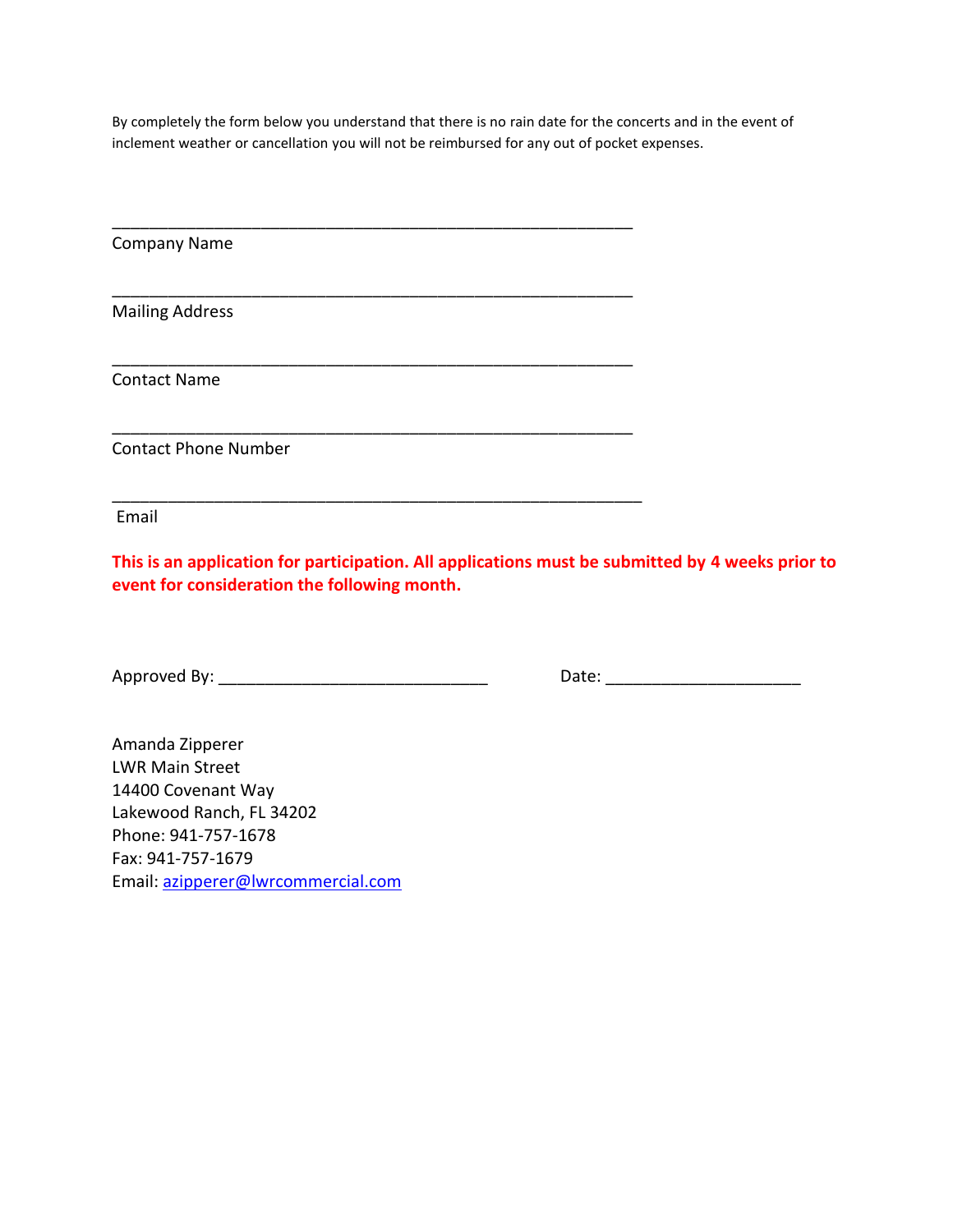By completely the form below you understand that there is no rain date for the concerts and in the event of inclement weather or cancellation you will not be reimbursed for any out of pocket expenses.

_____________________________________________________________
Company Name

_____________________________________________________________
Mailing Address

_____________________________________________________________
Contact Name

_____________________________________________________________
Contact Phone Number

______________________________________________________________
Email

**This is an application for participation. All applications must be submitted by 4 weeks prior to event for consideration the following month.**

Approved By: _____________________________ Date: _____________________

Amanda Zipperer
LWR Main Street
14400 Covenant Way
Lakewood Ranch, FL 34202
Phone: 941-757-1678
Fax: 941-757-1679
Email: azipperer@lwrcommercial.com